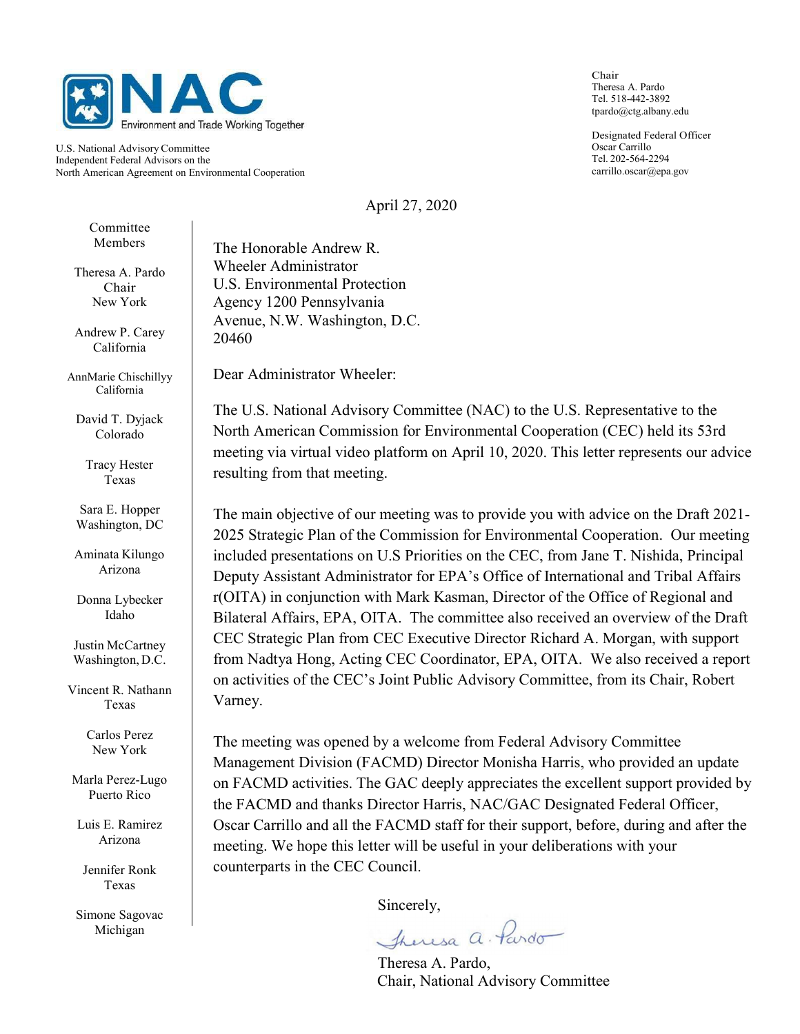NAC

Environment and Trade Working Together

U.S. National Advisory Committee
Independent Federal Advisors on the
North American Agreement on Environmental Cooperation

Chair
Theresa A. Pardo
Tel. 518-442-3892
tpardo@ctg.albany.edu

Designated Federal Officer
Oscar Carrillo
Tel. 202-564-2294
carrillo.oscar@epa.gov

April 27, 2020

Committee Members

Theresa A. Pardo
Chair
New York

Andrew P. Carey
California

AnnMarie Chischillyy
California

David T. Dyjack
Colorado

Tracy Hester
Texas

Sara E. Hopper
Washington, DC

Aminata Kilungo
Arizona

Donna Lybecker
Idaho

Justin McCartney
Washington, D.C.

Vincent R. Nathann
Texas

Carlos Perez
New York

Marla Perez-Lugo
Puerto Rico

Luis E. Ramirez
Arizona

Jennifer Ronk
Texas

Simone Sagovac
Michigan

The Honorable Andrew R. Wheeler Administrator
U.S. Environmental Protection Agency 1200 Pennsylvania Avenue, N.W. Washington, D.C. 20460

Dear Administrator Wheeler:

The U.S. National Advisory Committee (NAC) to the U.S. Representative to the North American Commission for Environmental Cooperation (CEC) held its 53rd meeting via virtual video platform on April 10, 2020. This letter represents our advice resulting from that meeting.

The main objective of our meeting was to provide you with advice on the Draft 2021-2025 Strategic Plan of the Commission for Environmental Cooperation. Our meeting included presentations on U.S Priorities on the CEC, from Jane T. Nishida, Principal Deputy Assistant Administrator for EPA's Office of International and Tribal Affairs r(OITA) in conjunction with Mark Kasman, Director of the Office of Regional and Bilateral Affairs, EPA, OITA. The committee also received an overview of the Draft CEC Strategic Plan from CEC Executive Director Richard A. Morgan, with support from Nadtya Hong, Acting CEC Coordinator, EPA, OITA. We also received a report on activities of the CEC's Joint Public Advisory Committee, from its Chair, Robert Varney.

The meeting was opened by a welcome from Federal Advisory Committee Management Division (FACMD) Director Monisha Harris, who provided an update on FACMD activities. The GAC deeply appreciates the excellent support provided by the FACMD and thanks Director Harris, NAC/GAC Designated Federal Officer, Oscar Carrillo and all the FACMD staff for their support, before, during and after the meeting. We hope this letter will be useful in your deliberations with your counterparts in the CEC Council.

Sincerely,

Theresa A. Pardo,
Chair, National Advisory Committee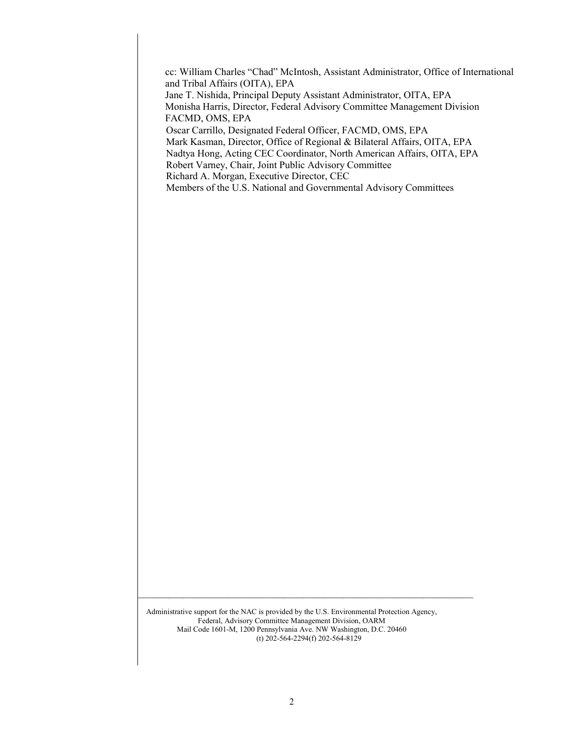cc: William Charles "Chad" McIntosh, Assistant Administrator, Office of International and Tribal Affairs (OITA), EPA
Jane T. Nishida, Principal Deputy Assistant Administrator, OITA, EPA
Monisha Harris, Director, Federal Advisory Committee Management Division FACMD, OMS, EPA
Oscar Carrillo, Designated Federal Officer, FACMD, OMS, EPA
Mark Kasman, Director, Office of Regional & Bilateral Affairs, OITA, EPA
Nadtya Hong, Acting CEC Coordinator, North American Affairs, OITA, EPA
Robert Varney, Chair, Joint Public Advisory Committee
Richard A. Morgan, Executive Director, CEC
Members of the U.S. National and Governmental Advisory Committees

---

Administrative support for the NAC is provided by the U.S. Environmental Protection Agency, Federal, Advisory Committee Management Division, OARM
Mail Code 1601-M, 1200 Pennsylvania Ave. NW Washington, D.C. 20460
(t) 202-564-2294(f) 202-564-8129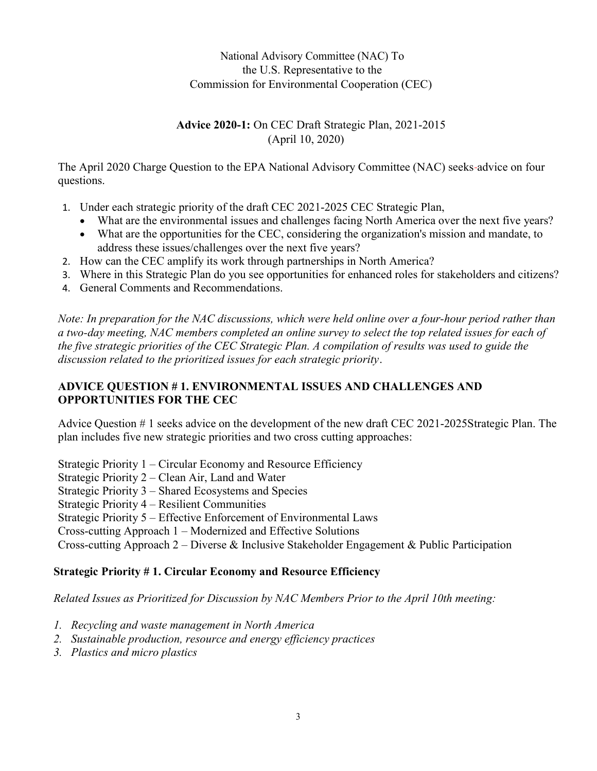National Advisory Committee (NAC) To
the U.S. Representative to the
Commission for Environmental Cooperation (CEC)

**Advice 2020-1:** On CEC Draft Strategic Plan, 2021-2015
(April 10, 2020)

The April 2020 Charge Question to the EPA National Advisory Committee (NAC) seeks advice on four questions.

1. Under each strategic priority of the draft CEC 2021-2025 CEC Strategic Plan,
   - What are the environmental issues and challenges facing North America over the next five years?
   - What are the opportunities for the CEC, considering the organization's mission and mandate, to address these issues/challenges over the next five years?
2. How can the CEC amplify its work through partnerships in North America?
3. Where in this Strategic Plan do you see opportunities for enhanced roles for stakeholders and citizens?
4. General Comments and Recommendations.

*Note: In preparation for the NAC discussions, which were held online over a four-hour period rather than a two-day meeting, NAC members completed an online survey to select the top related issues for each of the five strategic priorities of the CEC Strategic Plan. A compilation of results was used to guide the discussion related to the prioritized issues for each strategic priority*.

## ADVICE QUESTION # 1. ENVIRONMENTAL ISSUES AND CHALLENGES AND OPPORTUNITIES FOR THE CEC

Advice Question # 1 seeks advice on the development of the new draft CEC 2021-2025Strategic Plan. The plan includes five new strategic priorities and two cross cutting approaches:

Strategic Priority 1 – Circular Economy and Resource Efficiency
Strategic Priority 2 – Clean Air, Land and Water
Strategic Priority 3 – Shared Ecosystems and Species
Strategic Priority 4 – Resilient Communities
Strategic Priority 5 – Effective Enforcement of Environmental Laws
Cross-cutting Approach 1 – Modernized and Effective Solutions
Cross-cutting Approach 2 – Diverse & Inclusive Stakeholder Engagement & Public Participation

### Strategic Priority # 1. Circular Economy and Resource Efficiency

*Related Issues as Prioritized for Discussion by NAC Members Prior to the April 10th meeting:*

1. *Recycling and waste management in North America*
2. *Sustainable production, resource and energy efficiency practices*
3. *Plastics and micro plastics*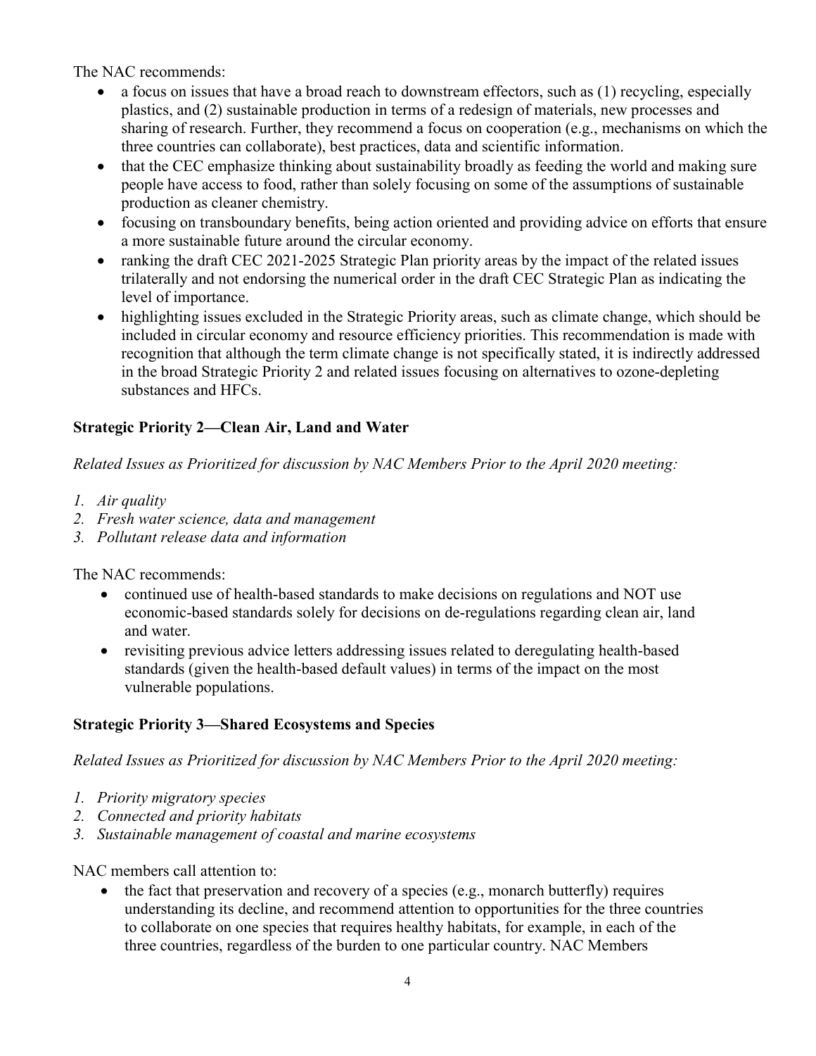The NAC recommends:

- a focus on issues that have a broad reach to downstream effectors, such as (1) recycling, especially plastics, and (2) sustainable production in terms of a redesign of materials, new processes and sharing of research. Further, they recommend a focus on cooperation (e.g., mechanisms on which the three countries can collaborate), best practices, data and scientific information.
- that the CEC emphasize thinking about sustainability broadly as feeding the world and making sure people have access to food, rather than solely focusing on some of the assumptions of sustainable production as cleaner chemistry.
- focusing on transboundary benefits, being action oriented and providing advice on efforts that ensure a more sustainable future around the circular economy.
- ranking the draft CEC 2021-2025 Strategic Plan priority areas by the impact of the related issues trilaterally and not endorsing the numerical order in the draft CEC Strategic Plan as indicating the level of importance.
- highlighting issues excluded in the Strategic Priority areas, such as climate change, which should be included in circular economy and resource efficiency priorities. This recommendation is made with recognition that although the term climate change is not specifically stated, it is indirectly addressed in the broad Strategic Priority 2 and related issues focusing on alternatives to ozone-depleting substances and HFCs.

**Strategic Priority 2—Clean Air, Land and Water**

*Related Issues as Prioritized for discussion by NAC Members Prior to the April 2020 meeting:*

1. *Air quality*
2. *Fresh water science, data and management*
3. *Pollutant release data and information*

The NAC recommends:

- continued use of health-based standards to make decisions on regulations and NOT use economic-based standards solely for decisions on de-regulations regarding clean air, land and water.
- revisiting previous advice letters addressing issues related to deregulating health-based standards (given the health-based default values) in terms of the impact on the most vulnerable populations.

**Strategic Priority 3—Shared Ecosystems and Species**

*Related Issues as Prioritized for discussion by NAC Members Prior to the April 2020 meeting:*

1. *Priority migratory species*
2. *Connected and priority habitats*
3. *Sustainable management of coastal and marine ecosystems*

NAC members call attention to:

- the fact that preservation and recovery of a species (e.g., monarch butterfly) requires understanding its decline, and recommend attention to opportunities for the three countries to collaborate on one species that requires healthy habitats, for example, in each of the three countries, regardless of the burden to one particular country. NAC Members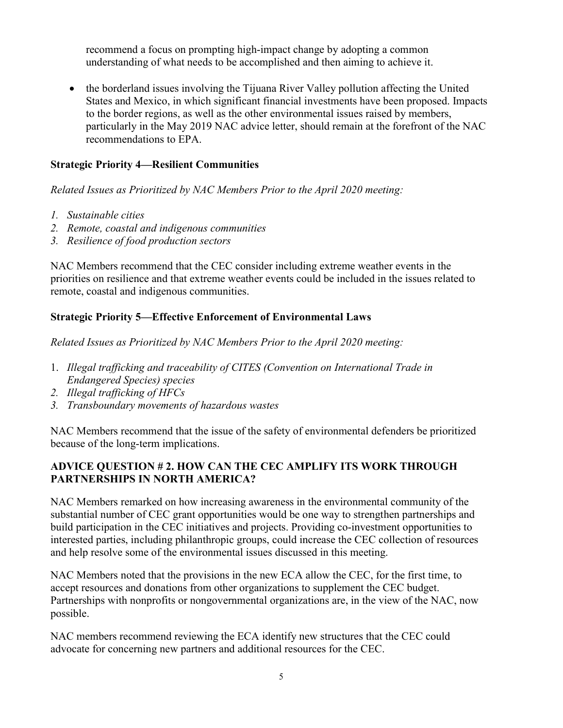recommend a focus on prompting high-impact change by adopting a common understanding of what needs to be accomplished and then aiming to achieve it.

- the borderland issues involving the Tijuana River Valley pollution affecting the United States and Mexico, in which significant financial investments have been proposed. Impacts to the border regions, as well as the other environmental issues raised by members, particularly in the May 2019 NAC advice letter, should remain at the forefront of the NAC recommendations to EPA.

**Strategic Priority 4—Resilient Communities**

*Related Issues as Prioritized by NAC Members Prior to the April 2020 meeting:*

1. *Sustainable cities*
2. *Remote, coastal and indigenous communities*
3. *Resilience of food production sectors*

NAC Members recommend that the CEC consider including extreme weather events in the priorities on resilience and that extreme weather events could be included in the issues related to remote, coastal and indigenous communities.

**Strategic Priority 5—Effective Enforcement of Environmental Laws**

*Related Issues as Prioritized by NAC Members Prior to the April 2020 meeting:*

1. *Illegal trafficking and traceability of CITES (Convention on International Trade in Endangered Species) species*
2. *Illegal trafficking of HFCs*
3. *Transboundary movements of hazardous wastes*

NAC Members recommend that the issue of the safety of environmental defenders be prioritized because of the long-term implications.

**ADVICE QUESTION # 2. HOW CAN THE CEC AMPLIFY ITS WORK THROUGH PARTNERSHIPS IN NORTH AMERICA?**

NAC Members remarked on how increasing awareness in the environmental community of the substantial number of CEC grant opportunities would be one way to strengthen partnerships and build participation in the CEC initiatives and projects. Providing co-investment opportunities to interested parties, including philanthropic groups, could increase the CEC collection of resources and help resolve some of the environmental issues discussed in this meeting.

NAC Members noted that the provisions in the new ECA allow the CEC, for the first time, to accept resources and donations from other organizations to supplement the CEC budget. Partnerships with nonprofits or nongovernmental organizations are, in the view of the NAC, now possible.

NAC members recommend reviewing the ECA identify new structures that the CEC could advocate for concerning new partners and additional resources for the CEC.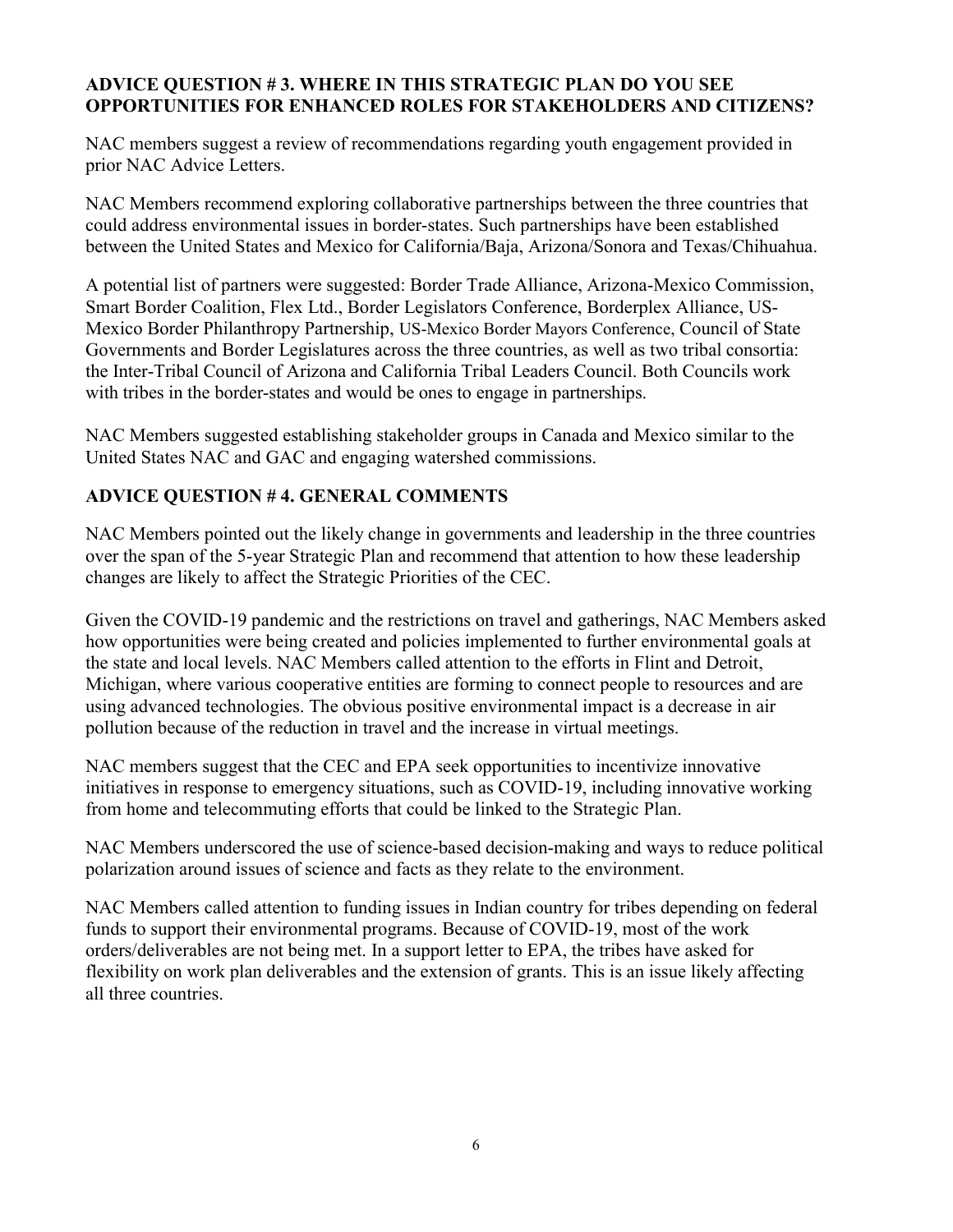## ADVICE QUESTION # 3. WHERE IN THIS STRATEGIC PLAN DO YOU SEE OPPORTUNITIES FOR ENHANCED ROLES FOR STAKEHOLDERS AND CITIZENS?

NAC members suggest a review of recommendations regarding youth engagement provided in prior NAC Advice Letters.

NAC Members recommend exploring collaborative partnerships between the three countries that could address environmental issues in border-states. Such partnerships have been established between the United States and Mexico for California/Baja, Arizona/Sonora and Texas/Chihuahua.

A potential list of partners were suggested: Border Trade Alliance, Arizona-Mexico Commission, Smart Border Coalition, Flex Ltd., Border Legislators Conference, Borderplex Alliance, US-Mexico Border Philanthropy Partnership, US-Mexico Border Mayors Conference, Council of State Governments and Border Legislatures across the three countries, as well as two tribal consortia: the Inter-Tribal Council of Arizona and California Tribal Leaders Council. Both Councils work with tribes in the border-states and would be ones to engage in partnerships.

NAC Members suggested establishing stakeholder groups in Canada and Mexico similar to the United States NAC and GAC and engaging watershed commissions.

## ADVICE QUESTION # 4. GENERAL COMMENTS

NAC Members pointed out the likely change in governments and leadership in the three countries over the span of the 5-year Strategic Plan and recommend that attention to how these leadership changes are likely to affect the Strategic Priorities of the CEC.

Given the COVID-19 pandemic and the restrictions on travel and gatherings, NAC Members asked how opportunities were being created and policies implemented to further environmental goals at the state and local levels. NAC Members called attention to the efforts in Flint and Detroit, Michigan, where various cooperative entities are forming to connect people to resources and are using advanced technologies. The obvious positive environmental impact is a decrease in air pollution because of the reduction in travel and the increase in virtual meetings.

NAC members suggest that the CEC and EPA seek opportunities to incentivize innovative initiatives in response to emergency situations, such as COVID-19, including innovative working from home and telecommuting efforts that could be linked to the Strategic Plan.

NAC Members underscored the use of science-based decision-making and ways to reduce political polarization around issues of science and facts as they relate to the environment.

NAC Members called attention to funding issues in Indian country for tribes depending on federal funds to support their environmental programs. Because of COVID-19, most of the work orders/deliverables are not being met. In a support letter to EPA, the tribes have asked for flexibility on work plan deliverables and the extension of grants. This is an issue likely affecting all three countries.